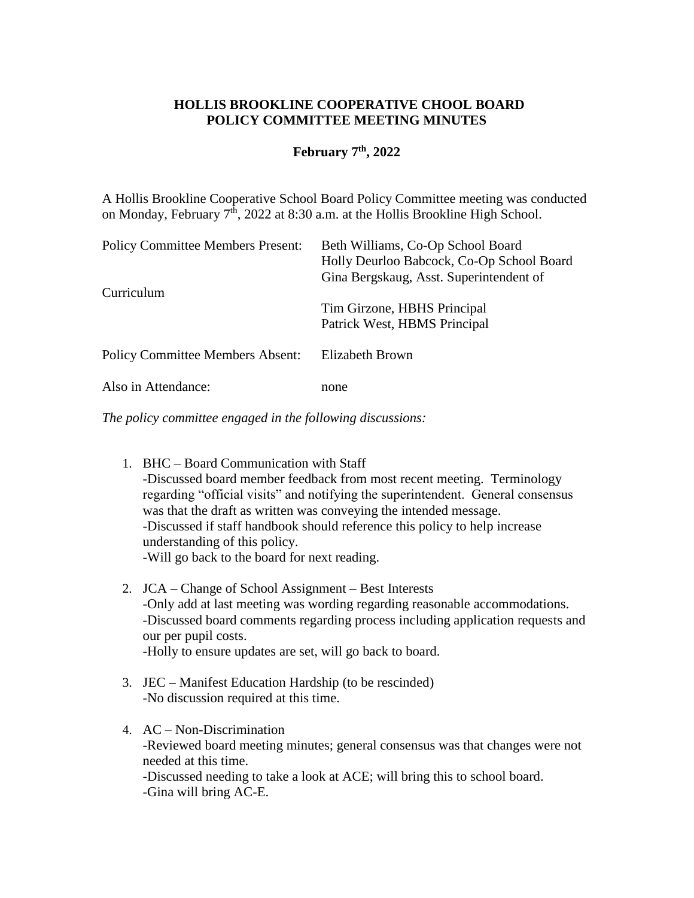# HOLLIS BROOKLINE COOPERATIVE CHOOL BOARD
# POLICY COMMITTEE MEETING MINUTES

## February 7th, 2022

A Hollis Brookline Cooperative School Board Policy Committee meeting was conducted on Monday, February 7th, 2022 at 8:30 a.m. at the Hollis Brookline High School.

| | |
|---|---|
| Policy Committee Members Present: | Beth Williams, Co-Op School Board<br>Holly Deurloo Babcock, Co-Op School Board<br>Gina Bergskaug, Asst. Superintendent of Curriculum<br>Tim Girzone, HBHS Principal<br>Patrick West, HBMS Principal |
| Policy Committee Members Absent: | Elizabeth Brown |
| Also in Attendance: | none |

*The policy committee engaged in the following discussions:*

1. BHC – Board Communication with Staff
   -Discussed board member feedback from most recent meeting. Terminology regarding "official visits" and notifying the superintendent. General consensus was that the draft as written was conveying the intended message.
   -Discussed if staff handbook should reference this policy to help increase understanding of this policy.
   -Will go back to the board for next reading.

2. JCA – Change of School Assignment – Best Interests
   -Only add at last meeting was wording regarding reasonable accommodations.
   -Discussed board comments regarding process including application requests and our per pupil costs.
   -Holly to ensure updates are set, will go back to board.

3. JEC – Manifest Education Hardship (to be rescinded)
   -No discussion required at this time.

4. AC – Non-Discrimination
   -Reviewed board meeting minutes; general consensus was that changes were not needed at this time.
   -Discussed needing to take a look at ACE; will bring this to school board.
   -Gina will bring AC-E.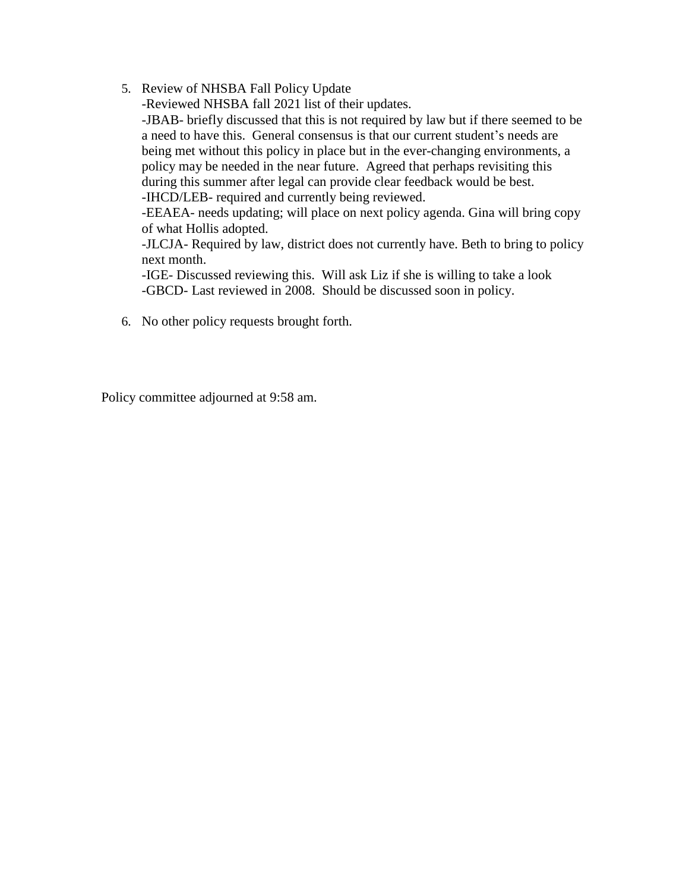5. Review of NHSBA Fall Policy Update
   -Reviewed NHSBA fall 2021 list of their updates.
   -JBAB- briefly discussed that this is not required by law but if there seemed to be a need to have this. General consensus is that our current student's needs are being met without this policy in place but in the ever-changing environments, a policy may be needed in the near future. Agreed that perhaps revisiting this during this summer after legal can provide clear feedback would be best.
   -IHCD/LEB- required and currently being reviewed.
   -EEAEA- needs updating; will place on next policy agenda. Gina will bring copy of what Hollis adopted.
   -JLCJA- Required by law, district does not currently have. Beth to bring to policy next month.
   -IGE- Discussed reviewing this. Will ask Liz if she is willing to take a look
   -GBCD- Last reviewed in 2008. Should be discussed soon in policy.

6. No other policy requests brought forth.

Policy committee adjourned at 9:58 am.